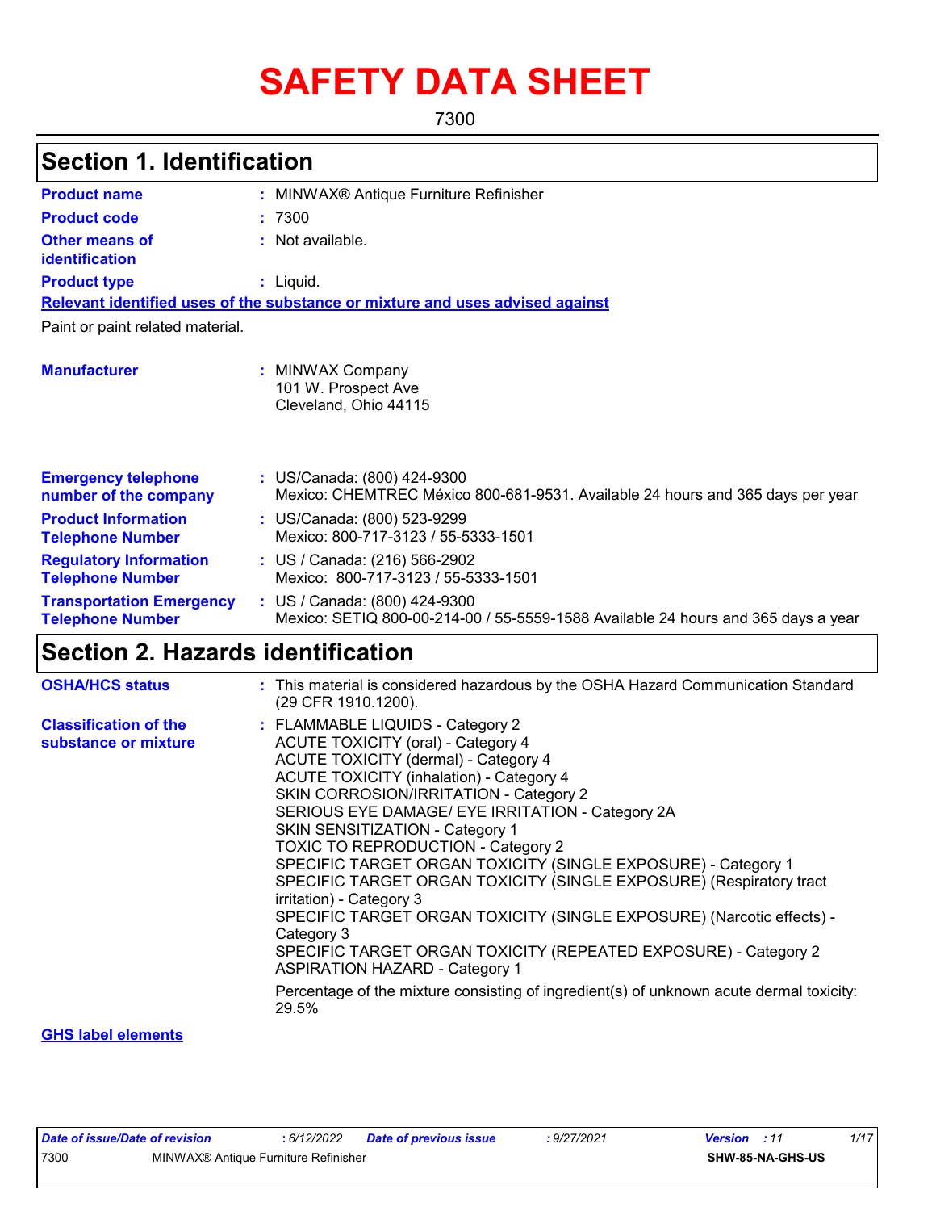# SAFETY DATA SHEET

7300

## Section 1. Identification

| | |
|---|---|
| **Product name** | : MINWAX® Antique Furniture Refinisher |
| **Product code** | : 7300 |
| **Other means of identification** | : Not available. |
| **Product type** | : Liquid. |

**Relevant identified uses of the substance or mixture and uses advised against**

Paint or paint related material.

| | |
|---|---|
| **Manufacturer** | : MINWAX Company<br>101 W. Prospect Ave<br>Cleveland, Ohio 44115 |
| **Emergency telephone number of the company** | : US/Canada: (800) 424-9300<br>Mexico: CHEMTREC México 800-681-9531. Available 24 hours and 365 days per year |
| **Product Information Telephone Number** | : US/Canada: (800) 523-9299<br>Mexico: 800-717-3123 / 55-5333-1501 |
| **Regulatory Information Telephone Number** | : US / Canada: (216) 566-2902<br>Mexico: 800-717-3123 / 55-5333-1501 |
| **Transportation Emergency Telephone Number** | : US / Canada: (800) 424-9300<br>Mexico: SETIQ 800-00-214-00 / 55-5559-1588 Available 24 hours and 365 days a year |

## Section 2. Hazards identification

| | |
|---|---|
| **OSHA/HCS status** | : This material is considered hazardous by the OSHA Hazard Communication Standard (29 CFR 1910.1200). |
| **Classification of the substance or mixture** | : FLAMMABLE LIQUIDS - Category 2<br>ACUTE TOXICITY (oral) - Category 4<br>ACUTE TOXICITY (dermal) - Category 4<br>ACUTE TOXICITY (inhalation) - Category 4<br>SKIN CORROSION/IRRITATION - Category 2<br>SERIOUS EYE DAMAGE/ EYE IRRITATION - Category 2A<br>SKIN SENSITIZATION - Category 1<br>TOXIC TO REPRODUCTION - Category 2<br>SPECIFIC TARGET ORGAN TOXICITY (SINGLE EXPOSURE) - Category 1<br>SPECIFIC TARGET ORGAN TOXICITY (SINGLE EXPOSURE) (Respiratory tract irritation) - Category 3<br>SPECIFIC TARGET ORGAN TOXICITY (SINGLE EXPOSURE) (Narcotic effects) - Category 3<br>SPECIFIC TARGET ORGAN TOXICITY (REPEATED EXPOSURE) - Category 2<br>ASPIRATION HAZARD - Category 1<br><br>Percentage of the mixture consisting of ingredient(s) of unknown acute dermal toxicity: 29.5% |

**GHS label elements**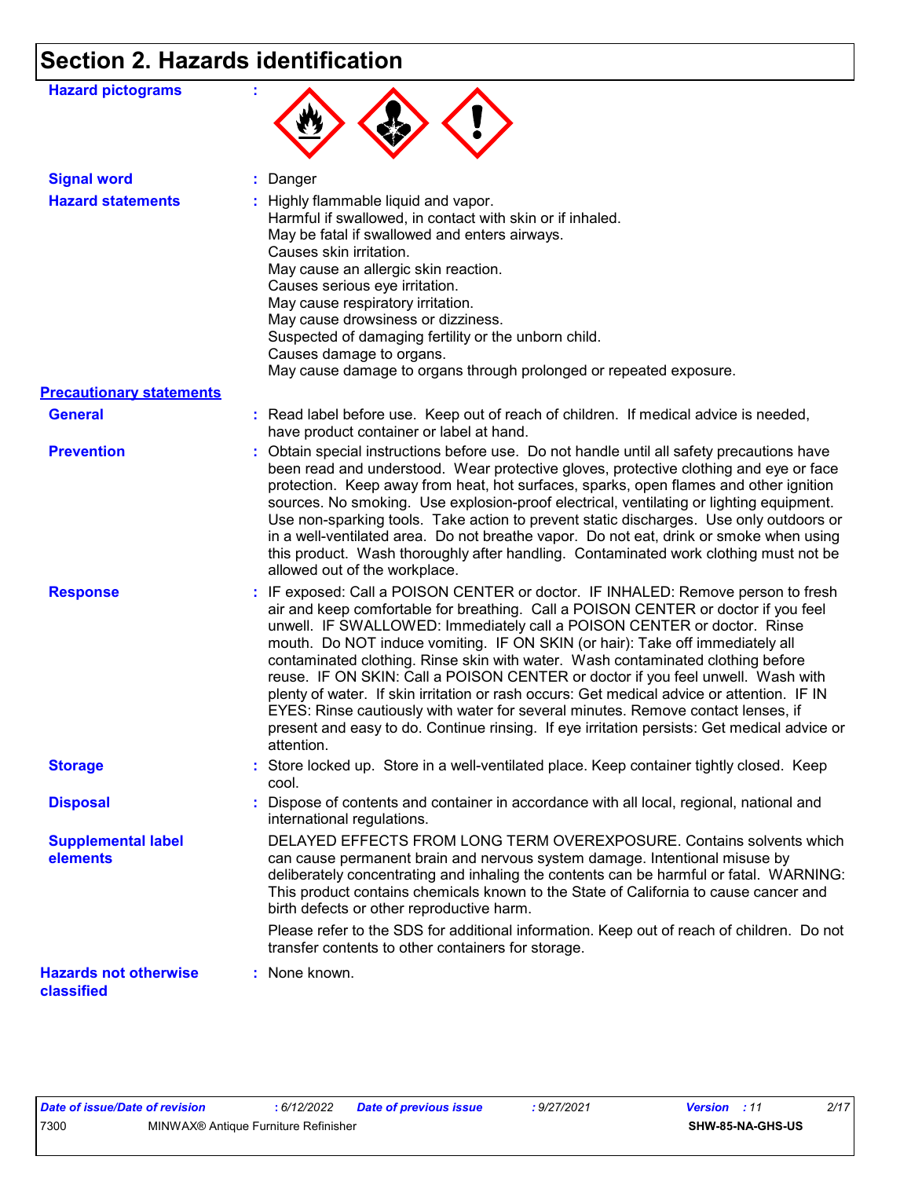# Section 2. Hazards identification

**Hazard pictograms** :

**Signal word** : Danger

**Hazard statements** : Highly flammable liquid and vapor.
Harmful if swallowed, in contact with skin or if inhaled.
May be fatal if swallowed and enters airways.
Causes skin irritation.
May cause an allergic skin reaction.
Causes serious eye irritation.
May cause respiratory irritation.
May cause drowsiness or dizziness.
Suspected of damaging fertility or the unborn child.
Causes damage to organs.
May cause damage to organs through prolonged or repeated exposure.

**Precautionary statements**

**General** : Read label before use. Keep out of reach of children. If medical advice is needed, have product container or label at hand.

**Prevention** : Obtain special instructions before use. Do not handle until all safety precautions have been read and understood. Wear protective gloves, protective clothing and eye or face protection. Keep away from heat, hot surfaces, sparks, open flames and other ignition sources. No smoking. Use explosion-proof electrical, ventilating or lighting equipment. Use non-sparking tools. Take action to prevent static discharges. Use only outdoors or in a well-ventilated area. Do not breathe vapor. Do not eat, drink or smoke when using this product. Wash thoroughly after handling. Contaminated work clothing must not be allowed out of the workplace.

**Response** : IF exposed: Call a POISON CENTER or doctor. IF INHALED: Remove person to fresh air and keep comfortable for breathing. Call a POISON CENTER or doctor if you feel unwell. IF SWALLOWED: Immediately call a POISON CENTER or doctor. Rinse mouth. Do NOT induce vomiting. IF ON SKIN (or hair): Take off immediately all contaminated clothing. Rinse skin with water. Wash contaminated clothing before reuse. IF ON SKIN: Call a POISON CENTER or doctor if you feel unwell. Wash with plenty of water. If skin irritation or rash occurs: Get medical advice or attention. IF IN EYES: Rinse cautiously with water for several minutes. Remove contact lenses, if present and easy to do. Continue rinsing. If eye irritation persists: Get medical advice or attention.

**Storage** : Store locked up. Store in a well-ventilated place. Keep container tightly closed. Keep cool.

**Disposal** : Dispose of contents and container in accordance with all local, regional, national and international regulations.

**Supplemental label elements** DELAYED EFFECTS FROM LONG TERM OVEREXPOSURE. Contains solvents which can cause permanent brain and nervous system damage. Intentional misuse by deliberately concentrating and inhaling the contents can be harmful or fatal. WARNING: This product contains chemicals known to the State of California to cause cancer and birth defects or other reproductive harm.

Please refer to the SDS for additional information. Keep out of reach of children. Do not transfer contents to other containers for storage.

**Hazards not otherwise classified** : None known.

| *Date of issue/Date of revision* | : 6/12/2022 | *Date of previous issue* | : 9/27/2021 | *Version* : 11 |
|---|---|---|---|---|
| 7300 | MINWAX® Antique Furniture Refinisher | | | SHW-85-NA-GHS-US |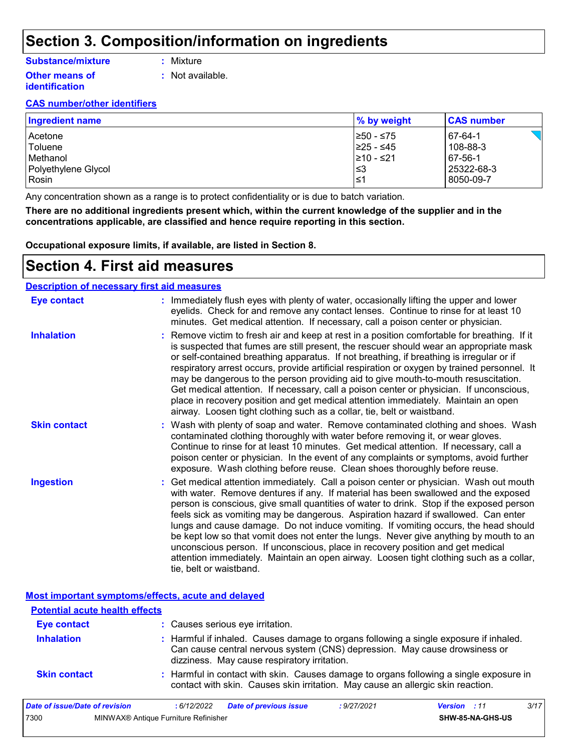# Section 3. Composition/information on ingredients

**Substance/mixture** : Mixture

**Other means of identification** : Not available.

**CAS number/other identifiers**

| Ingredient name | % by weight | CAS number |
|---|---|---|
| Acetone | ≥50 - ≤75 | 67-64-1 |
| Toluene | ≥25 - ≤45 | 108-88-3 |
| Methanol | ≥10 - ≤21 | 67-56-1 |
| Polyethylene Glycol | ≤3 | 25322-68-3 |
| Rosin | ≤1 | 8050-09-7 |

Any concentration shown as a range is to protect confidentiality or is due to batch variation.

**There are no additional ingredients present which, within the current knowledge of the supplier and in the concentrations applicable, are classified and hence require reporting in this section.**

**Occupational exposure limits, if available, are listed in Section 8.**

# Section 4. First aid measures

**Description of necessary first aid measures**

**Eye contact** : Immediately flush eyes with plenty of water, occasionally lifting the upper and lower eyelids. Check for and remove any contact lenses. Continue to rinse for at least 10 minutes. Get medical attention. If necessary, call a poison center or physician.

**Inhalation** : Remove victim to fresh air and keep at rest in a position comfortable for breathing. If it is suspected that fumes are still present, the rescuer should wear an appropriate mask or self-contained breathing apparatus. If not breathing, if breathing is irregular or if respiratory arrest occurs, provide artificial respiration or oxygen by trained personnel. It may be dangerous to the person providing aid to give mouth-to-mouth resuscitation. Get medical attention. If necessary, call a poison center or physician. If unconscious, place in recovery position and get medical attention immediately. Maintain an open airway. Loosen tight clothing such as a collar, tie, belt or waistband.

**Skin contact** : Wash with plenty of soap and water. Remove contaminated clothing and shoes. Wash contaminated clothing thoroughly with water before removing it, or wear gloves. Continue to rinse for at least 10 minutes. Get medical attention. If necessary, call a poison center or physician. In the event of any complaints or symptoms, avoid further exposure. Wash clothing before reuse. Clean shoes thoroughly before reuse.

**Ingestion** : Get medical attention immediately. Call a poison center or physician. Wash out mouth with water. Remove dentures if any. If material has been swallowed and the exposed person is conscious, give small quantities of water to drink. Stop if the exposed person feels sick as vomiting may be dangerous. Aspiration hazard if swallowed. Can enter lungs and cause damage. Do not induce vomiting. If vomiting occurs, the head should be kept low so that vomit does not enter the lungs. Never give anything by mouth to an unconscious person. If unconscious, place in recovery position and get medical attention immediately. Maintain an open airway. Loosen tight clothing such as a collar, tie, belt or waistband.

**Most important symptoms/effects, acute and delayed**

**Potential acute health effects**

**Eye contact** : Causes serious eye irritation.

**Inhalation** : Harmful if inhaled. Causes damage to organs following a single exposure if inhaled. Can cause central nervous system (CNS) depression. May cause drowsiness or dizziness. May cause respiratory irritation.

**Skin contact** : Harmful in contact with skin. Causes damage to organs following a single exposure in contact with skin. Causes skin irritation. May cause an allergic skin reaction.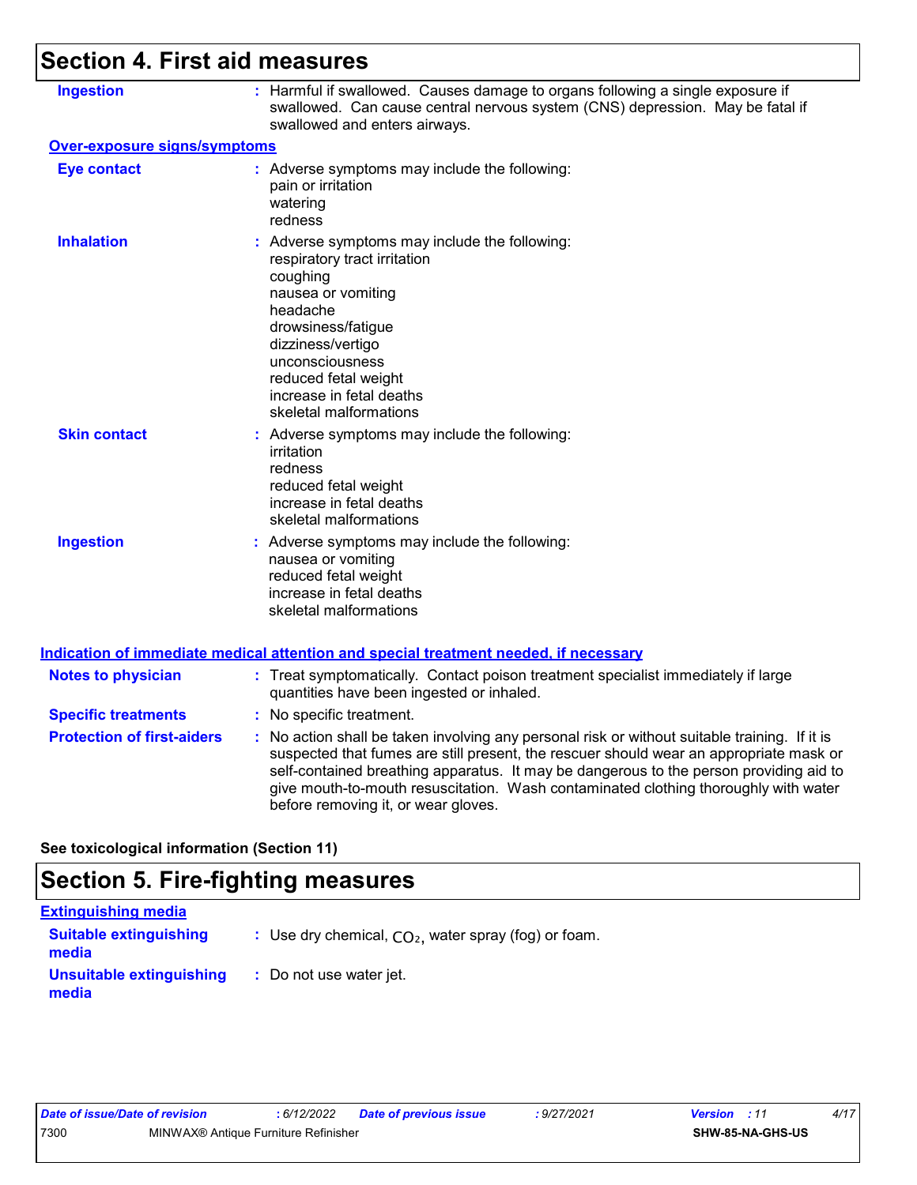## Section 4. First aid measures

**Ingestion** : Harmful if swallowed. Causes damage to organs following a single exposure if swallowed. Can cause central nervous system (CNS) depression. May be fatal if swallowed and enters airways.

### Over-exposure signs/symptoms

**Eye contact** : Adverse symptoms may include the following:
pain or irritation
watering
redness

**Inhalation** : Adverse symptoms may include the following:
respiratory tract irritation
coughing
nausea or vomiting
headache
drowsiness/fatigue
dizziness/vertigo
unconsciousness
reduced fetal weight
increase in fetal deaths
skeletal malformations

**Skin contact** : Adverse symptoms may include the following:
irritation
redness
reduced fetal weight
increase in fetal deaths
skeletal malformations

**Ingestion** : Adverse symptoms may include the following:
nausea or vomiting
reduced fetal weight
increase in fetal deaths
skeletal malformations

### Indication of immediate medical attention and special treatment needed, if necessary

**Notes to physician** : Treat symptomatically. Contact poison treatment specialist immediately if large quantities have been ingested or inhaled.

**Specific treatments** : No specific treatment.

**Protection of first-aiders** : No action shall be taken involving any personal risk or without suitable training. If it is suspected that fumes are still present, the rescuer should wear an appropriate mask or self-contained breathing apparatus. It may be dangerous to the person providing aid to give mouth-to-mouth resuscitation. Wash contaminated clothing thoroughly with water before removing it, or wear gloves.

**See toxicological information (Section 11)**

## Section 5. Fire-fighting measures

### Extinguishing media

**Suitable extinguishing media** : Use dry chemical, $CO_2$, water spray (fog) or foam.

**Unsuitable extinguishing media** : Do not use water jet.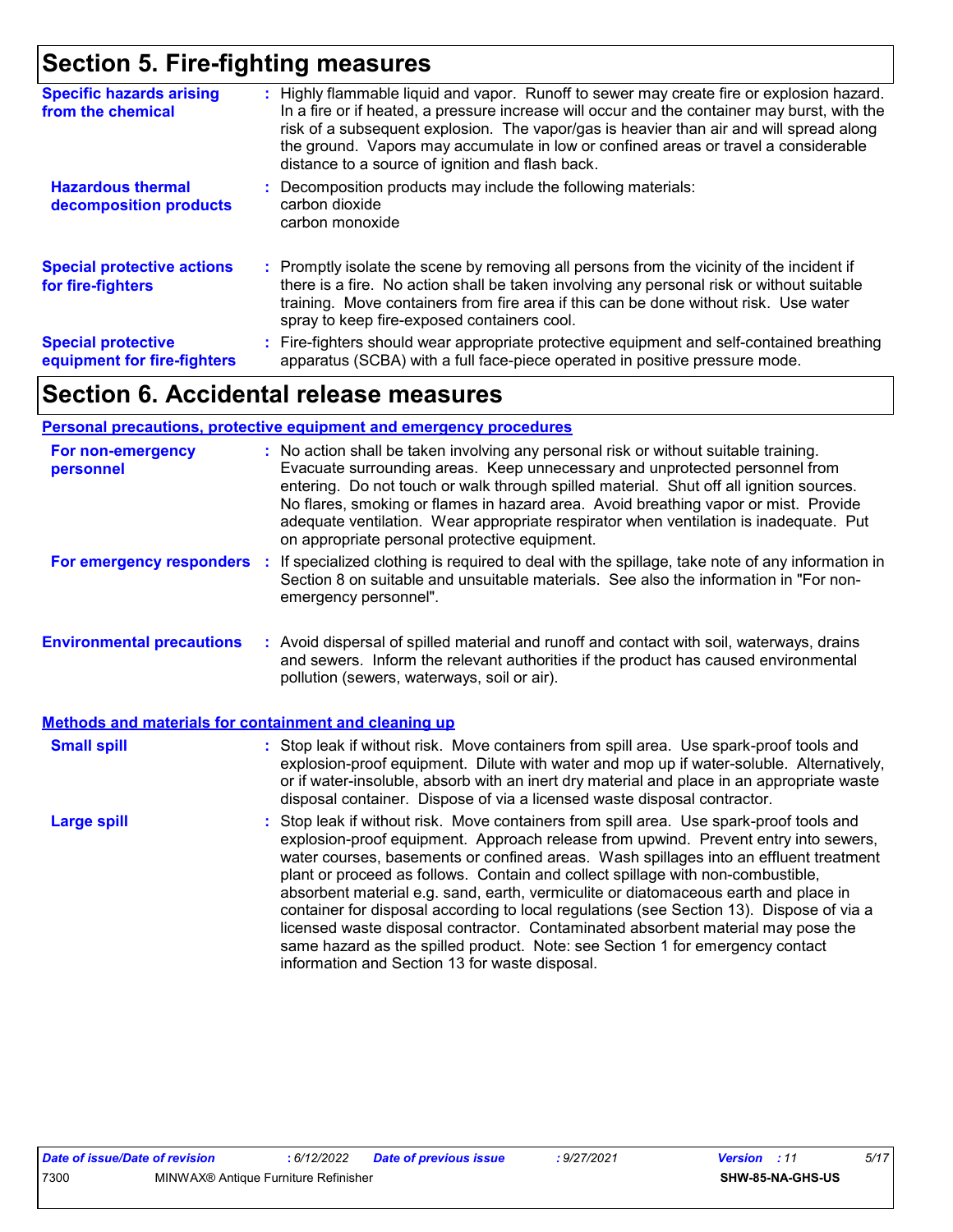## Section 5. Fire-fighting measures

| | |
|---|---|
| **Specific hazards arising from the chemical** | Highly flammable liquid and vapor. Runoff to sewer may create fire or explosion hazard. In a fire or if heated, a pressure increase will occur and the container may burst, with the risk of a subsequent explosion. The vapor/gas is heavier than air and will spread along the ground. Vapors may accumulate in low or confined areas or travel a considerable distance to a source of ignition and flash back. |
| **Hazardous thermal decomposition products** | Decomposition products may include the following materials: carbon dioxide carbon monoxide |
| **Special protective actions for fire-fighters** | Promptly isolate the scene by removing all persons from the vicinity of the incident if there is a fire. No action shall be taken involving any personal risk or without suitable training. Move containers from fire area if this can be done without risk. Use water spray to keep fire-exposed containers cool. |
| **Special protective equipment for fire-fighters** | Fire-fighters should wear appropriate protective equipment and self-contained breathing apparatus (SCBA) with a full face-piece operated in positive pressure mode. |

## Section 6. Accidental release measures

### Personal precautions, protective equipment and emergency procedures

| | |
|---|---|
| **For non-emergency personnel** | No action shall be taken involving any personal risk or without suitable training. Evacuate surrounding areas. Keep unnecessary and unprotected personnel from entering. Do not touch or walk through spilled material. Shut off all ignition sources. No flares, smoking or flames in hazard area. Avoid breathing vapor or mist. Provide adequate ventilation. Wear appropriate respirator when ventilation is inadequate. Put on appropriate personal protective equipment. |
| **For emergency responders** | If specialized clothing is required to deal with the spillage, take note of any information in Section 8 on suitable and unsuitable materials. See also the information in "For non-emergency personnel". |
| **Environmental precautions** | Avoid dispersal of spilled material and runoff and contact with soil, waterways, drains and sewers. Inform the relevant authorities if the product has caused environmental pollution (sewers, waterways, soil or air). |

### Methods and materials for containment and cleaning up

| | |
|---|---|
| **Small spill** | Stop leak if without risk. Move containers from spill area. Use spark-proof tools and explosion-proof equipment. Dilute with water and mop up if water-soluble. Alternatively, or if water-insoluble, absorb with an inert dry material and place in an appropriate waste disposal container. Dispose of via a licensed waste disposal contractor. |
| **Large spill** | Stop leak if without risk. Move containers from spill area. Use spark-proof tools and explosion-proof equipment. Approach release from upwind. Prevent entry into sewers, water courses, basements or confined areas. Wash spillages into an effluent treatment plant or proceed as follows. Contain and collect spillage with non-combustible, absorbent material e.g. sand, earth, vermiculite or diatomaceous earth and place in container for disposal according to local regulations (see Section 13). Dispose of via a licensed waste disposal contractor. Contaminated absorbent material may pose the same hazard as the spilled product. Note: see Section 1 for emergency contact information and Section 13 for waste disposal. |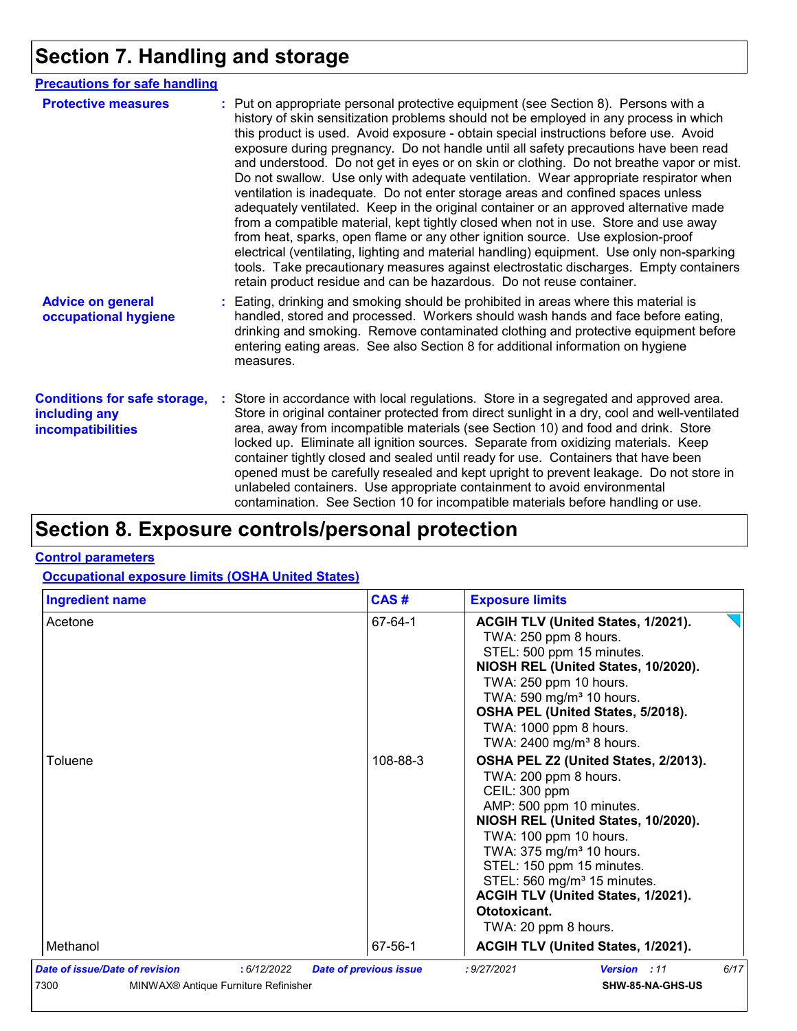# Section 7. Handling and storage

## Precautions for safe handling

**Protective measures** : Put on appropriate personal protective equipment (see Section 8). Persons with a history of skin sensitization problems should not be employed in any process in which this product is used. Avoid exposure - obtain special instructions before use. Avoid exposure during pregnancy. Do not handle until all safety precautions have been read and understood. Do not get in eyes or on skin or clothing. Do not breathe vapor or mist. Do not swallow. Use only with adequate ventilation. Wear appropriate respirator when ventilation is inadequate. Do not enter storage areas and confined spaces unless adequately ventilated. Keep in the original container or an approved alternative made from a compatible material, kept tightly closed when not in use. Store and use away from heat, sparks, open flame or any other ignition source. Use explosion-proof electrical (ventilating, lighting and material handling) equipment. Use only non-sparking tools. Take precautionary measures against electrostatic discharges. Empty containers retain product residue and can be hazardous. Do not reuse container.

**Advice on general occupational hygiene** : Eating, drinking and smoking should be prohibited in areas where this material is handled, stored and processed. Workers should wash hands and face before eating, drinking and smoking. Remove contaminated clothing and protective equipment before entering eating areas. See also Section 8 for additional information on hygiene measures.

**Conditions for safe storage, including any incompatibilities** : Store in accordance with local regulations. Store in a segregated and approved area. Store in original container protected from direct sunlight in a dry, cool and well-ventilated area, away from incompatible materials (see Section 10) and food and drink. Store locked up. Eliminate all ignition sources. Separate from oxidizing materials. Keep container tightly closed and sealed until ready for use. Containers that have been opened must be carefully resealed and kept upright to prevent leakage. Do not store in unlabeled containers. Use appropriate containment to avoid environmental contamination. See Section 10 for incompatible materials before handling or use.

# Section 8. Exposure controls/personal protection

## Control parameters

### Occupational exposure limits (OSHA United States)

| Ingredient name | CAS # | Exposure limits |
|---|---|---|
| Acetone | 67-64-1 | **ACGIH TLV (United States, 1/2021).**<br>TWA: 250 ppm 8 hours.<br>STEL: 500 ppm 15 minutes.<br>**NIOSH REL (United States, 10/2020).**<br>TWA: 250 ppm 10 hours.<br>TWA: 590 mg/m³ 10 hours.<br>**OSHA PEL (United States, 5/2018).**<br>TWA: 1000 ppm 8 hours.<br>TWA: 2400 mg/m³ 8 hours. |
| Toluene | 108-88-3 | **OSHA PEL Z2 (United States, 2/2013).**<br>TWA: 200 ppm 8 hours.<br>CEIL: 300 ppm<br>AMP: 500 ppm 10 minutes.<br>**NIOSH REL (United States, 10/2020).**<br>TWA: 100 ppm 10 hours.<br>TWA: 375 mg/m³ 10 hours.<br>STEL: 150 ppm 15 minutes.<br>STEL: 560 mg/m³ 15 minutes.<br>**ACGIH TLV (United States, 1/2021). Ototoxicant.**<br>TWA: 20 ppm 8 hours. |
| Methanol | 67-56-1 | **ACGIH TLV (United States, 1/2021).** |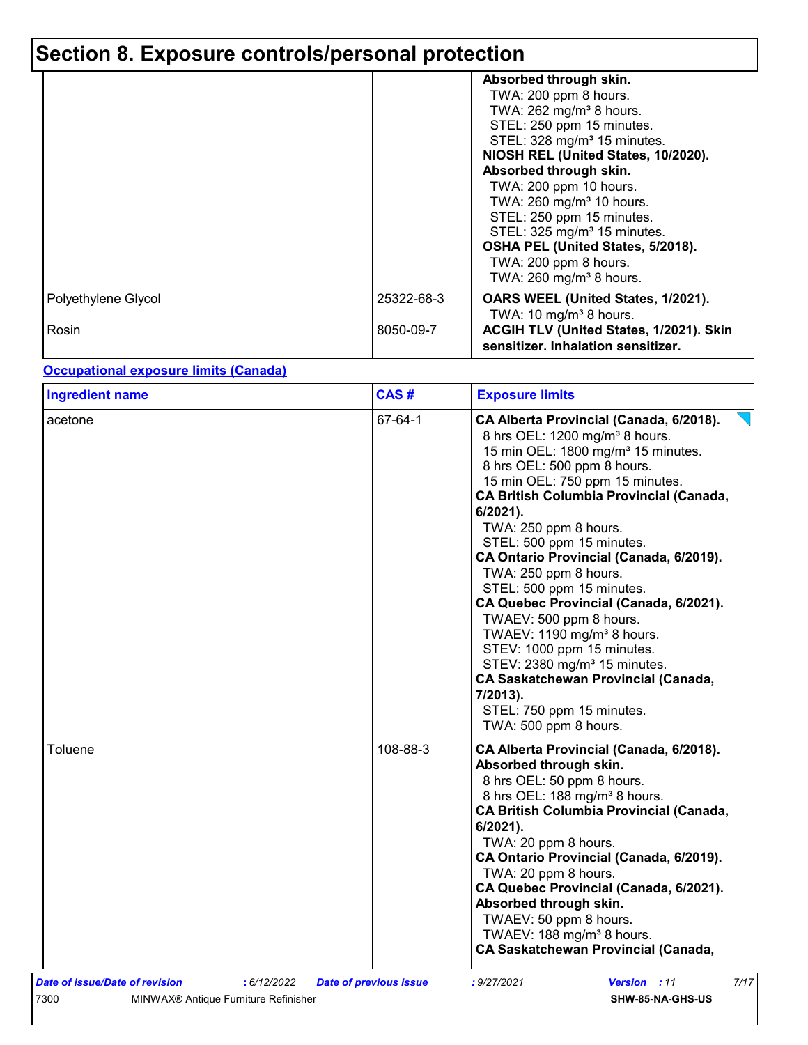# Section 8. Exposure controls/personal protection

| | | |
|---|---|---|
| | | **Absorbed through skin.**<br>TWA: 200 ppm 8 hours.<br>TWA: 262 mg/m³ 8 hours.<br>STEL: 250 ppm 15 minutes.<br>STEL: 328 mg/m³ 15 minutes.<br>**NIOSH REL (United States, 10/2020).**<br>**Absorbed through skin.**<br>TWA: 200 ppm 10 hours.<br>TWA: 260 mg/m³ 10 hours.<br>STEL: 250 ppm 15 minutes.<br>STEL: 325 mg/m³ 15 minutes.<br>**OSHA PEL (United States, 5/2018).**<br>TWA: 200 ppm 8 hours.<br>TWA: 260 mg/m³ 8 hours. |
| Polyethylene Glycol | 25322-68-3 | **OARS WEEL (United States, 1/2021).**<br>TWA: 10 mg/m³ 8 hours. |
| Rosin | 8050-09-7 | **ACGIH TLV (United States, 1/2021). Skin sensitizer. Inhalation sensitizer.** |

**Occupational exposure limits (Canada)**

| Ingredient name | CAS # | Exposure limits |
|---|---|---|
| acetone | 67-64-1 | **CA Alberta Provincial (Canada, 6/2018).**<br>8 hrs OEL: 1200 mg/m³ 8 hours.<br>15 min OEL: 1800 mg/m³ 15 minutes.<br>8 hrs OEL: 500 ppm 8 hours.<br>15 min OEL: 750 ppm 15 minutes.<br>**CA British Columbia Provincial (Canada, 6/2021).**<br>TWA: 250 ppm 8 hours.<br>STEL: 500 ppm 15 minutes.<br>**CA Ontario Provincial (Canada, 6/2019).**<br>TWA: 250 ppm 8 hours.<br>STEL: 500 ppm 15 minutes.<br>**CA Quebec Provincial (Canada, 6/2021).**<br>TWAEV: 500 ppm 8 hours.<br>TWAEV: 1190 mg/m³ 8 hours.<br>STEV: 1000 ppm 15 minutes.<br>STEV: 2380 mg/m³ 15 minutes.<br>**CA Saskatchewan Provincial (Canada, 7/2013).**<br>STEL: 750 ppm 15 minutes.<br>TWA: 500 ppm 8 hours. |
| Toluene | 108-88-3 | **CA Alberta Provincial (Canada, 6/2018).**<br>**Absorbed through skin.**<br>8 hrs OEL: 50 ppm 8 hours.<br>8 hrs OEL: 188 mg/m³ 8 hours.<br>**CA British Columbia Provincial (Canada, 6/2021).**<br>TWA: 20 ppm 8 hours.<br>**CA Ontario Provincial (Canada, 6/2019).**<br>TWA: 20 ppm 8 hours.<br>**CA Quebec Provincial (Canada, 6/2021).**<br>**Absorbed through skin.**<br>TWAEV: 50 ppm 8 hours.<br>TWAEV: 188 mg/m³ 8 hours.<br>**CA Saskatchewan Provincial (Canada,** |

*Date of issue/Date of revision* : 6/12/2022 *Date of previous issue* : 9/27/2021 *Version* : 11

7300 MINWAX® Antique Furniture Refinisher **SHW-85-NA-GHS-US**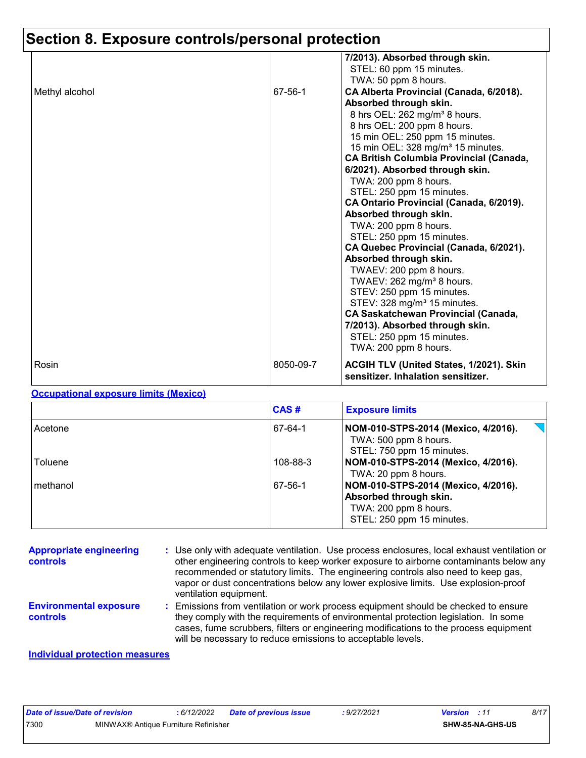# Section 8. Exposure controls/personal protection

| | | |
|---|---|---|
| | | **7/2013). Absorbed through skin.**<br>STEL: 60 ppm 15 minutes.<br>TWA: 50 ppm 8 hours. |
| Methyl alcohol | 67-56-1 | **CA Alberta Provincial (Canada, 6/2018). Absorbed through skin.**<br>8 hrs OEL: 262 mg/m³ 8 hours.<br>8 hrs OEL: 200 ppm 8 hours.<br>15 min OEL: 250 ppm 15 minutes.<br>15 min OEL: 328 mg/m³ 15 minutes.<br>**CA British Columbia Provincial (Canada, 6/2021). Absorbed through skin.**<br>TWA: 200 ppm 8 hours.<br>STEL: 250 ppm 15 minutes.<br>**CA Ontario Provincial (Canada, 6/2019). Absorbed through skin.**<br>TWA: 200 ppm 8 hours.<br>STEL: 250 ppm 15 minutes.<br>**CA Quebec Provincial (Canada, 6/2021). Absorbed through skin.**<br>TWAEV: 200 ppm 8 hours.<br>TWAEV: 262 mg/m³ 8 hours.<br>STEV: 250 ppm 15 minutes.<br>STEV: 328 mg/m³ 15 minutes.<br>**CA Saskatchewan Provincial (Canada, 7/2013). Absorbed through skin.**<br>STEL: 250 ppm 15 minutes.<br>TWA: 200 ppm 8 hours. |
| Rosin | 8050-09-7 | **ACGIH TLV (United States, 1/2021). Skin sensitizer. Inhalation sensitizer.** |

**Occupational exposure limits (Mexico)**

| | CAS # | Exposure limits |
|---|---|---|
| Acetone | 67-64-1 | **NOM-010-STPS-2014 (Mexico, 4/2016).**<br>TWA: 500 ppm 8 hours.<br>STEL: 750 ppm 15 minutes. |
| Toluene | 108-88-3 | **NOM-010-STPS-2014 (Mexico, 4/2016).**<br>TWA: 20 ppm 8 hours. |
| methanol | 67-56-1 | **NOM-010-STPS-2014 (Mexico, 4/2016). Absorbed through skin.**<br>TWA: 200 ppm 8 hours.<br>STEL: 250 ppm 15 minutes. |

**Appropriate engineering controls** : Use only with adequate ventilation. Use process enclosures, local exhaust ventilation or other engineering controls to keep worker exposure to airborne contaminants below any recommended or statutory limits. The engineering controls also need to keep gas, vapor or dust concentrations below any lower explosive limits. Use explosion-proof ventilation equipment.

**Environmental exposure controls** : Emissions from ventilation or work process equipment should be checked to ensure they comply with the requirements of environmental protection legislation. In some cases, fume scrubbers, filters or engineering modifications to the process equipment will be necessary to reduce emissions to acceptable levels.

**Individual protection measures**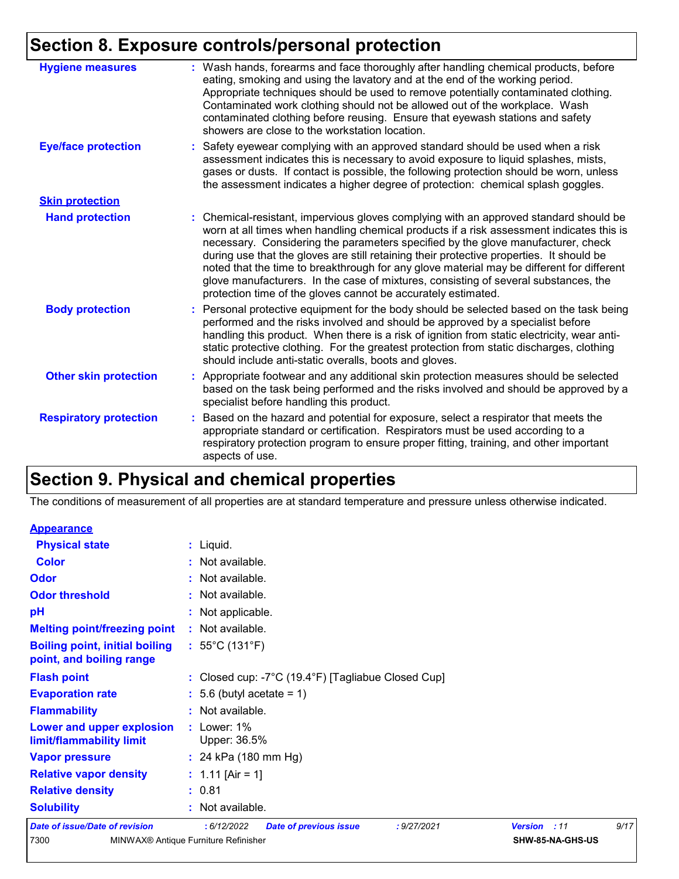# Section 8. Exposure controls/personal protection

**Hygiene measures** : Wash hands, forearms and face thoroughly after handling chemical products, before eating, smoking and using the lavatory and at the end of the working period. Appropriate techniques should be used to remove potentially contaminated clothing. Contaminated work clothing should not be allowed out of the workplace. Wash contaminated clothing before reusing. Ensure that eyewash stations and safety showers are close to the workstation location.

**Eye/face protection** : Safety eyewear complying with an approved standard should be used when a risk assessment indicates this is necessary to avoid exposure to liquid splashes, mists, gases or dusts. If contact is possible, the following protection should be worn, unless the assessment indicates a higher degree of protection: chemical splash goggles.

**Skin protection**

**Hand protection** : Chemical-resistant, impervious gloves complying with an approved standard should be worn at all times when handling chemical products if a risk assessment indicates this is necessary. Considering the parameters specified by the glove manufacturer, check during use that the gloves are still retaining their protective properties. It should be noted that the time to breakthrough for any glove material may be different for different glove manufacturers. In the case of mixtures, consisting of several substances, the protection time of the gloves cannot be accurately estimated.

**Body protection** : Personal protective equipment for the body should be selected based on the task being performed and the risks involved and should be approved by a specialist before handling this product. When there is a risk of ignition from static electricity, wear anti-static protective clothing. For the greatest protection from static discharges, clothing should include anti-static overalls, boots and gloves.

**Other skin protection** : Appropriate footwear and any additional skin protection measures should be selected based on the task being performed and the risks involved and should be approved by a specialist before handling this product.

**Respiratory protection** : Based on the hazard and potential for exposure, select a respirator that meets the appropriate standard or certification. Respirators must be used according to a respiratory protection program to ensure proper fitting, training, and other important aspects of use.

# Section 9. Physical and chemical properties

The conditions of measurement of all properties are at standard temperature and pressure unless otherwise indicated.

**Appearance**

**Physical state** : Liquid.

**Color** : Not available.

**Odor** : Not available.

**Odor threshold** : Not available.

**pH** : Not applicable.

**Melting point/freezing point** : Not available.

**Boiling point, initial boiling point, and boiling range** : 55°C (131°F)

**Flash point** : Closed cup: -7°C (19.4°F) [Tagliabue Closed Cup]

**Evaporation rate** : 5.6 (butyl acetate = 1)

**Flammability** : Not available.

**Lower and upper explosion limit/flammability limit** : Lower: 1%
Upper: 36.5%

**Vapor pressure** : 24 kPa (180 mm Hg)

**Relative vapor density** : 1.11 [Air = 1]

**Relative density** : 0.81

**Solubility** : Not available.

*Date of issue/Date of revision* : 6/12/2022 *Date of previous issue* : 9/27/2021 *Version* : 11

7300 MINWAX® Antique Furniture Refinisher SHW-85-NA-GHS-US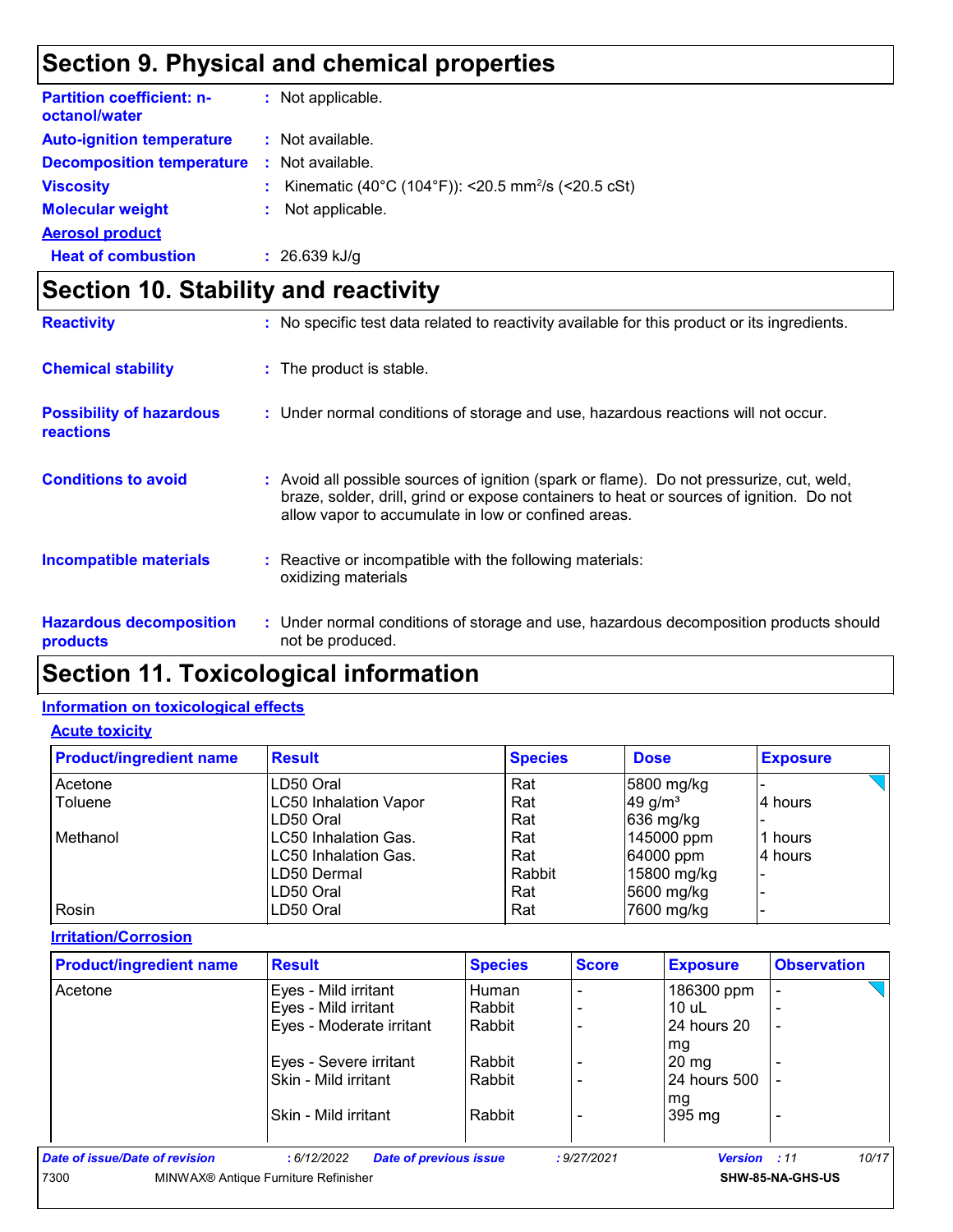# Section 9. Physical and chemical properties

| | |
|---|---|
| **Partition coefficient: n-octanol/water** | : Not applicable. |
| **Auto-ignition temperature** | : Not available. |
| **Decomposition temperature** | : Not available. |
| **Viscosity** | : Kinematic (40°C (104°F)): <20.5 $mm^2/s$ (<20.5 cSt) |
| **Molecular weight** | : Not applicable. |

**Aerosol product**

| | |
|---|---|
| **Heat of combustion** | : 26.639 kJ/g |

# Section 10. Stability and reactivity

| | |
|---|---|
| **Reactivity** | : No specific test data related to reactivity available for this product or its ingredients. |
| **Chemical stability** | : The product is stable. |
| **Possibility of hazardous reactions** | : Under normal conditions of storage and use, hazardous reactions will not occur. |
| **Conditions to avoid** | : Avoid all possible sources of ignition (spark or flame). Do not pressurize, cut, weld, braze, solder, drill, grind or expose containers to heat or sources of ignition. Do not allow vapor to accumulate in low or confined areas. |
| **Incompatible materials** | : Reactive or incompatible with the following materials: oxidizing materials |
| **Hazardous decomposition products** | : Under normal conditions of storage and use, hazardous decomposition products should not be produced. |

# Section 11. Toxicological information

## Information on toxicological effects

### Acute toxicity

| Product/ingredient name | Result | Species | Dose | Exposure |
|---|---|---|---|---|
| Acetone | LD50 Oral | Rat | 5800 mg/kg | - |
| Toluene | LC50 Inhalation Vapor | Rat | 49 $g/m^3$ | 4 hours |
| | LD50 Oral | Rat | 636 mg/kg | - |
| Methanol | LC50 Inhalation Gas. | Rat | 145000 ppm | 1 hours |
| | LC50 Inhalation Gas. | Rat | 64000 ppm | 4 hours |
| | LD50 Dermal | Rabbit | 15800 mg/kg | - |
| | LD50 Oral | Rat | 5600 mg/kg | - |
| Rosin | LD50 Oral | Rat | 7600 mg/kg | - |

### Irritation/Corrosion

| Product/ingredient name | Result | Species | Score | Exposure | Observation |
|---|---|---|---|---|---|
| Acetone | Eyes - Mild irritant | Human | - | 186300 ppm | - |
| | Eyes - Mild irritant | Rabbit | - | 10 uL | - |
| | Eyes - Moderate irritant | Rabbit | - | 24 hours 20 mg | - |
| | Eyes - Severe irritant | Rabbit | - | 20 mg | - |
| | Skin - Mild irritant | Rabbit | - | 24 hours 500 mg | - |
| | Skin - Mild irritant | Rabbit | - | 395 mg | - |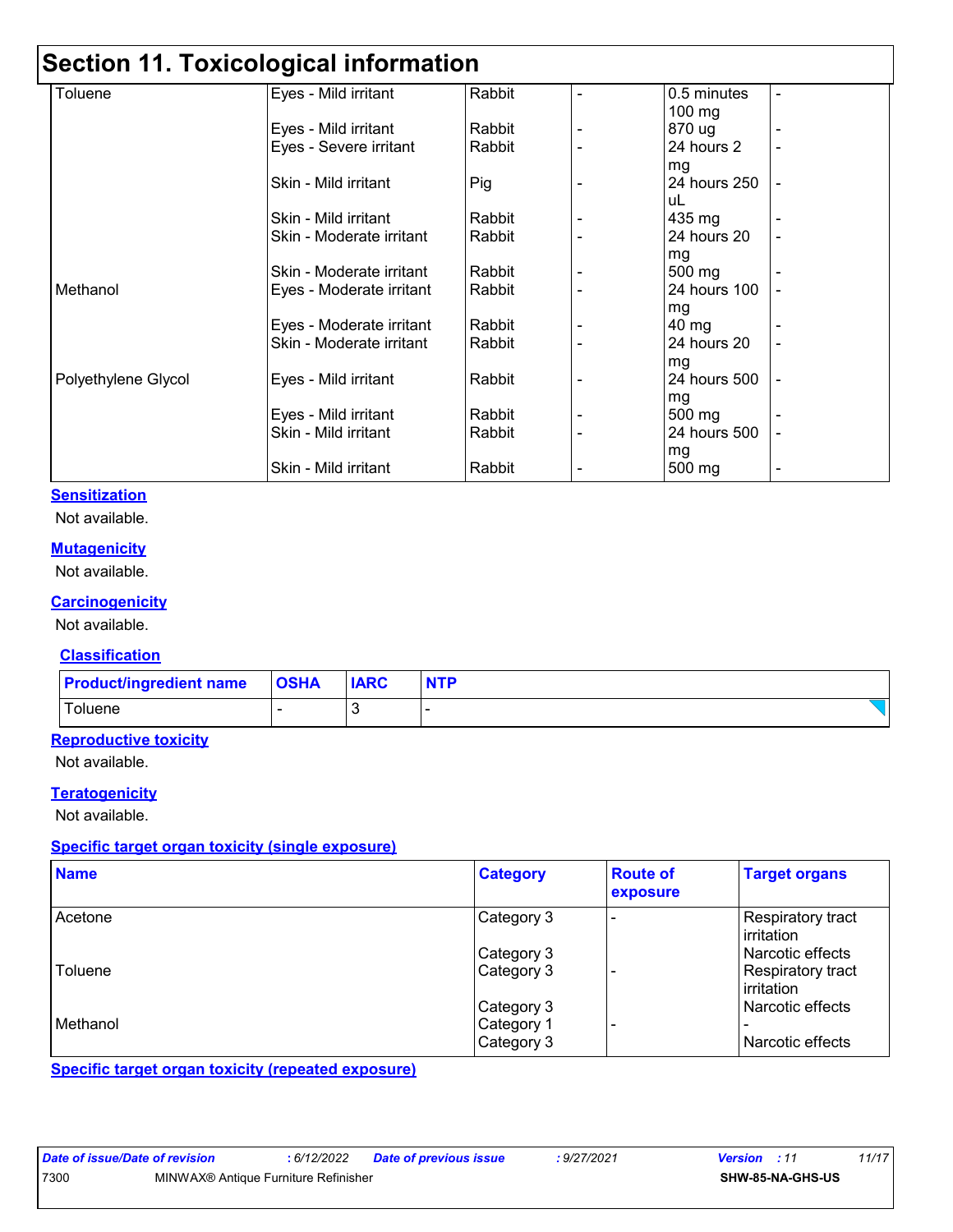# Section 11. Toxicological information

| | | | | | |
|---|---|---|---|---|---|
| Toluene | Eyes - Mild irritant | Rabbit | - | 0.5 minutes 100 mg | - |
| | Eyes - Mild irritant | Rabbit | - | 870 ug | - |
| | Eyes - Severe irritant | Rabbit | - | 24 hours 2 mg | - |
| | Skin - Mild irritant | Pig | - | 24 hours 250 uL | - |
| | Skin - Mild irritant | Rabbit | - | 435 mg | - |
| | Skin - Moderate irritant | Rabbit | - | 24 hours 20 mg | - |
| | Skin - Moderate irritant | Rabbit | - | 500 mg | - |
| Methanol | Eyes - Moderate irritant | Rabbit | - | 24 hours 100 mg | - |
| | Eyes - Moderate irritant | Rabbit | - | 40 mg | - |
| | Skin - Moderate irritant | Rabbit | - | 24 hours 20 mg | - |
| Polyethylene Glycol | Eyes - Mild irritant | Rabbit | - | 24 hours 500 mg | - |
| | Eyes - Mild irritant | Rabbit | - | 500 mg | - |
| | Skin - Mild irritant | Rabbit | - | 24 hours 500 mg | - |
| | Skin - Mild irritant | Rabbit | - | 500 mg | - |

**Sensitization**

Not available.

**Mutagenicity**

Not available.

**Carcinogenicity**

Not available.

**Classification**

| Product/ingredient name | OSHA | IARC | NTP |
|---|---|---|---|
| Toluene | - | 3 | - |

**Reproductive toxicity**

Not available.

**Teratogenicity**

Not available.

**Specific target organ toxicity (single exposure)**

| Name | Category | Route of exposure | Target organs |
|---|---|---|---|
| Acetone | Category 3 | - | Respiratory tract irritation |
| | Category 3 | | Narcotic effects |
| Toluene | Category 3 | - | Respiratory tract irritation |
| | Category 3 | | Narcotic effects |
| Methanol | Category 1 | - | - |
| | Category 3 | | Narcotic effects |

**Specific target organ toxicity (repeated exposure)**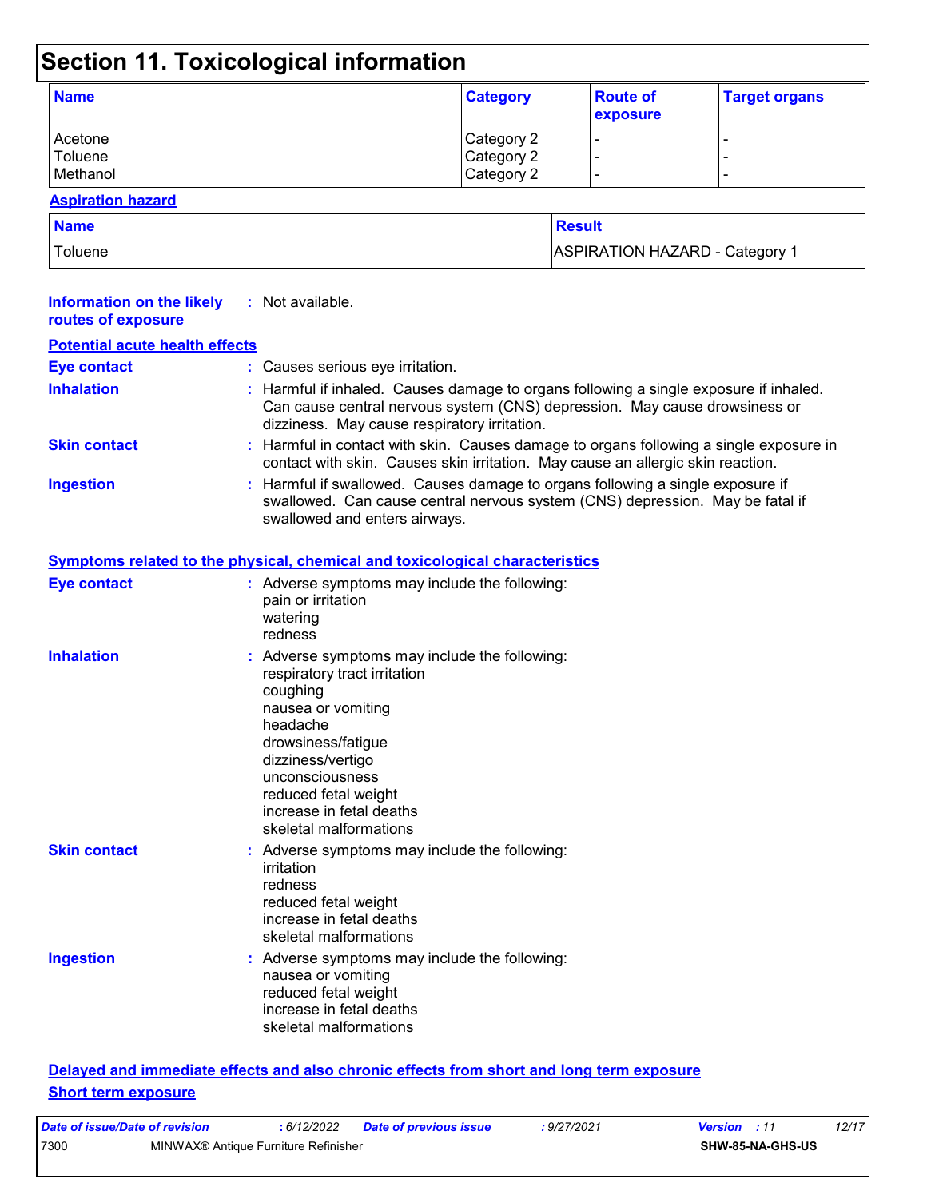# Section 11. Toxicological information

| Name | Category | Route of exposure | Target organs |
|---|---|---|---|
| Acetone | Category 2 | - | - |
| Toluene | Category 2 | - | - |
| Methanol | Category 2 | - | - |

**Aspiration hazard**

| Name | Result |
|---|---|
| Toluene | ASPIRATION HAZARD - Category 1 |

**Information on the likely routes of exposure** : Not available.

**Potential acute health effects**

**Eye contact** : Causes serious eye irritation.

**Inhalation** : Harmful if inhaled. Causes damage to organs following a single exposure if inhaled. Can cause central nervous system (CNS) depression. May cause drowsiness or dizziness. May cause respiratory irritation.

**Skin contact** : Harmful in contact with skin. Causes damage to organs following a single exposure in contact with skin. Causes skin irritation. May cause an allergic skin reaction.

**Ingestion** : Harmful if swallowed. Causes damage to organs following a single exposure if swallowed. Can cause central nervous system (CNS) depression. May be fatal if swallowed and enters airways.

**Symptoms related to the physical, chemical and toxicological characteristics**

**Eye contact** : Adverse symptoms may include the following:
pain or irritation
watering
redness

**Inhalation** : Adverse symptoms may include the following:
respiratory tract irritation
coughing
nausea or vomiting
headache
drowsiness/fatigue
dizziness/vertigo
unconsciousness
reduced fetal weight
increase in fetal deaths
skeletal malformations

**Skin contact** : Adverse symptoms may include the following:
irritation
redness
reduced fetal weight
increase in fetal deaths
skeletal malformations

**Ingestion** : Adverse symptoms may include the following:
nausea or vomiting
reduced fetal weight
increase in fetal deaths
skeletal malformations

**Delayed and immediate effects and also chronic effects from short and long term exposure**

**Short term exposure**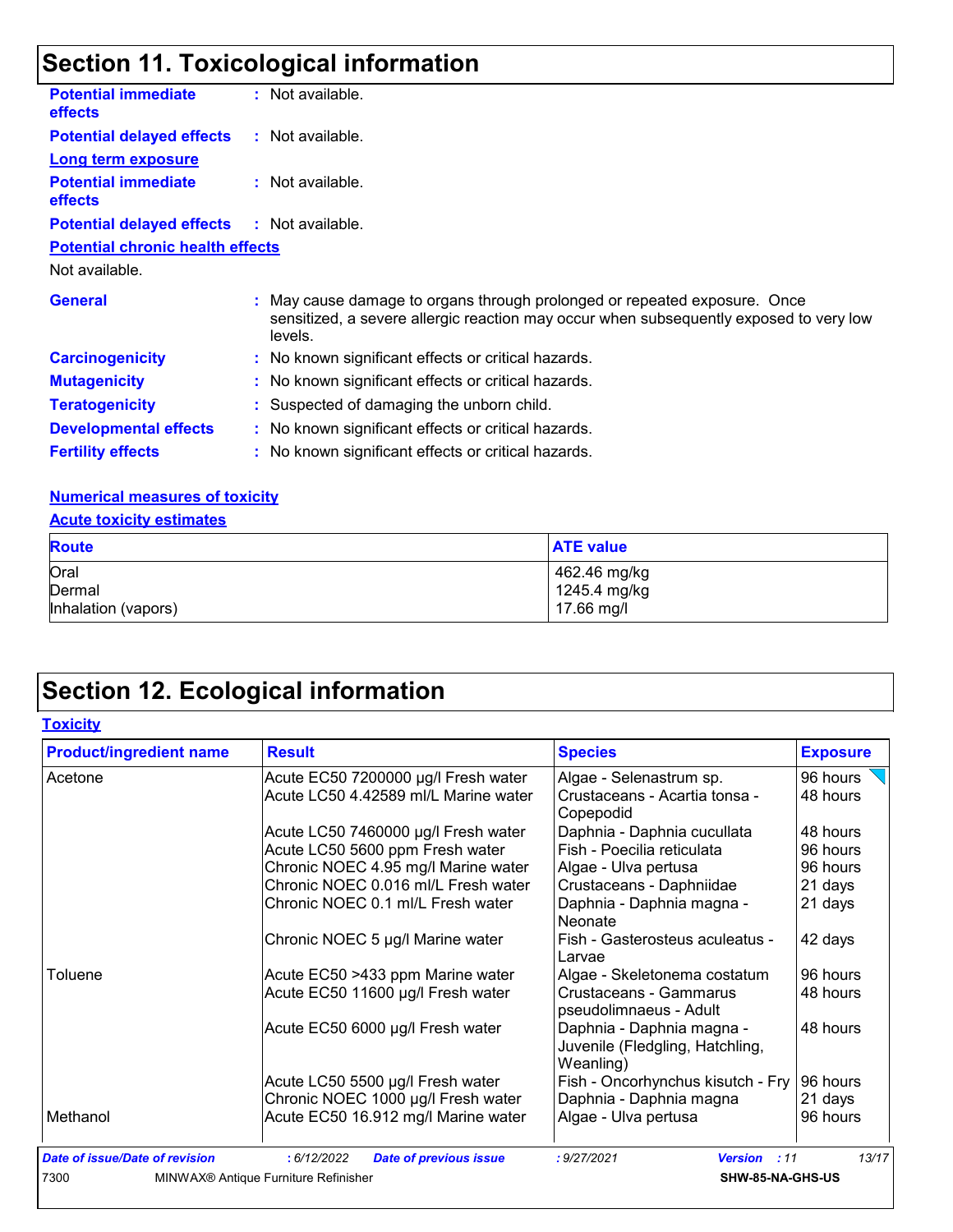## Section 11. Toxicological information

**Potential immediate effects** : Not available.

**Potential delayed effects** : Not available.

**Long term exposure**

**Potential immediate effects** : Not available.

**Potential delayed effects** : Not available.

**Potential chronic health effects**

Not available.

**General** : May cause damage to organs through prolonged or repeated exposure. Once sensitized, a severe allergic reaction may occur when subsequently exposed to very low levels.

**Carcinogenicity** : No known significant effects or critical hazards.

**Mutagenicity** : No known significant effects or critical hazards.

**Teratogenicity** : Suspected of damaging the unborn child.

**Developmental effects** : No known significant effects or critical hazards.

**Fertility effects** : No known significant effects or critical hazards.

**Numerical measures of toxicity**

**Acute toxicity estimates**

| Route | ATE value |
|---|---|
| Oral | 462.46 mg/kg |
| Dermal | 1245.4 mg/kg |
| Inhalation (vapors) | 17.66 mg/l |

## Section 12. Ecological information

**Toxicity**

| Product/ingredient name | Result | Species | Exposure |
|---|---|---|---|
| Acetone | Acute EC50 7200000 µg/l Fresh water | Algae - Selenastrum sp. | 96 hours |
| | Acute LC50 4.42589 ml/L Marine water | Crustaceans - Acartia tonsa - Copepodid | 48 hours |
| | Acute LC50 7460000 µg/l Fresh water | Daphnia - Daphnia cucullata | 48 hours |
| | Acute LC50 5600 ppm Fresh water | Fish - Poecilia reticulata | 96 hours |
| | Chronic NOEC 4.95 mg/l Marine water | Algae - Ulva pertusa | 96 hours |
| | Chronic NOEC 0.016 ml/L Fresh water | Crustaceans - Daphniidae | 21 days |
| | Chronic NOEC 0.1 ml/L Fresh water | Daphnia - Daphnia magna - Neonate | 21 days |
| | Chronic NOEC 5 µg/l Marine water | Fish - Gasterosteus aculeatus - Larvae | 42 days |
| Toluene | Acute EC50 >433 ppm Marine water | Algae - Skeletonema costatum | 96 hours |
| | Acute EC50 11600 µg/l Fresh water | Crustaceans - Gammarus pseudolimnaeus - Adult | 48 hours |
| | Acute EC50 6000 µg/l Fresh water | Daphnia - Daphnia magna - Juvenile (Fledgling, Hatchling, Weanling) | 48 hours |
| | Acute LC50 5500 µg/l Fresh water | Fish - Oncorhynchus kisutch - Fry | 96 hours |
| | Chronic NOEC 1000 µg/l Fresh water | Daphnia - Daphnia magna | 21 days |
| Methanol | Acute EC50 16.912 mg/l Marine water | Algae - Ulva pertusa | 96 hours |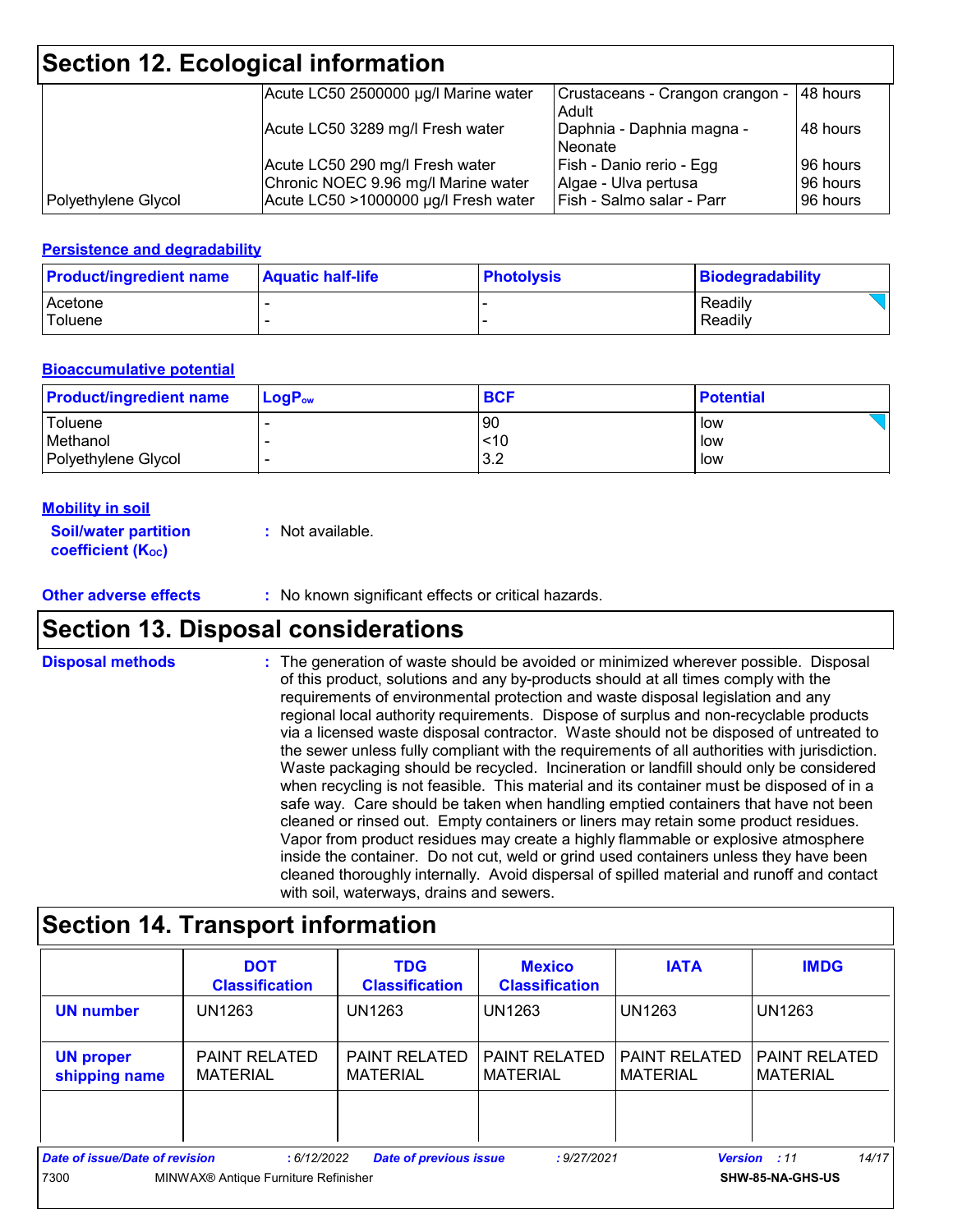## Section 12. Ecological information

| | | | |
|---|---|---|---|
| | Acute LC50 2500000 µg/l Marine water | Crustaceans - Crangon crangon - Adult | 48 hours |
| | Acute LC50 3289 mg/l Fresh water | Daphnia - Daphnia magna - Neonate | 48 hours |
| | Acute LC50 290 mg/l Fresh water | Fish - Danio rerio - Egg | 96 hours |
| | Chronic NOEC 9.96 mg/l Marine water | Algae - Ulva pertusa | 96 hours |
| Polyethylene Glycol | Acute LC50 >1000000 µg/l Fresh water | Fish - Salmo salar - Parr | 96 hours |

### Persistence and degradability

| Product/ingredient name | Aquatic half-life | Photolysis | Biodegradability |
|---|---|---|---|
| Acetone | - | - | Readily |
| Toluene | - | - | Readily |

### Bioaccumulative potential

| Product/ingredient name | $LogP_{ow}$ | BCF | Potential |
|---|---|---|---|
| Toluene | - | 90 | low |
| Methanol | - | <10 | low |
| Polyethylene Glycol | - | 3.2 | low |

### Mobility in soil

**Soil/water partition coefficient ($K_{OC}$)** : Not available.

**Other adverse effects** : No known significant effects or critical hazards.

## Section 13. Disposal considerations

**Disposal methods** : The generation of waste should be avoided or minimized wherever possible. Disposal of this product, solutions and any by-products should at all times comply with the requirements of environmental protection and waste disposal legislation and any regional local authority requirements. Dispose of surplus and non-recyclable products via a licensed waste disposal contractor. Waste should not be disposed of untreated to the sewer unless fully compliant with the requirements of all authorities with jurisdiction. Waste packaging should be recycled. Incineration or landfill should only be considered when recycling is not feasible. This material and its container must be disposed of in a safe way. Care should be taken when handling emptied containers that have not been cleaned or rinsed out. Empty containers or liners may retain some product residues. Vapor from product residues may create a highly flammable or explosive atmosphere inside the container. Do not cut, weld or grind used containers unless they have been cleaned thoroughly internally. Avoid dispersal of spilled material and runoff and contact with soil, waterways, drains and sewers.

## Section 14. Transport information

| | DOT Classification | TDG Classification | Mexico Classification | IATA | IMDG |
|---|---|---|---|---|---|
| **UN number** | UN1263 | UN1263 | UN1263 | UN1263 | UN1263 |
| **UN proper shipping name** | PAINT RELATED MATERIAL | PAINT RELATED MATERIAL | PAINT RELATED MATERIAL | PAINT RELATED MATERIAL | PAINT RELATED MATERIAL |
| | | | | | |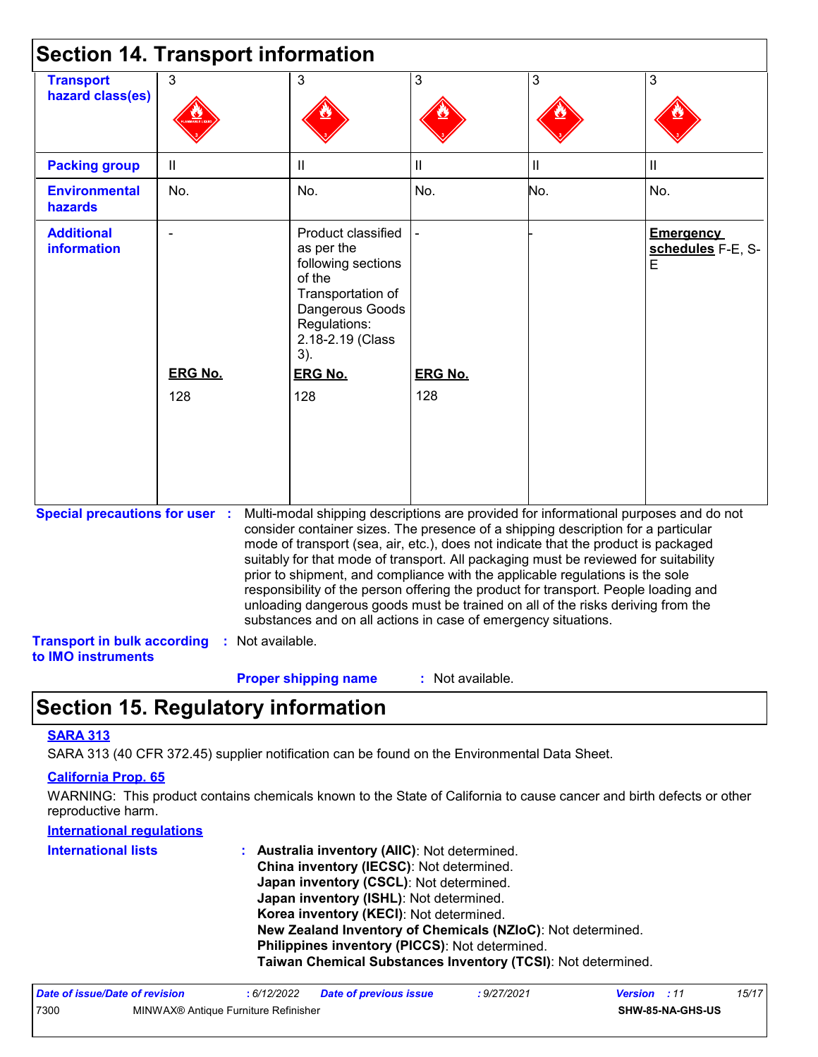## Section 14. Transport information

| Transport hazard class(es) | 3 | 3 | 3 | 3 | 3 |
|---|---|---|---|---|---|
| Packing group | II | II | II | II | II |
| Environmental hazards | No. | No. | No. | No. | No. |
| Additional information | - <br> **ERG No.** <br> 128 | Product classified as per the following sections of the Transportation of Dangerous Goods Regulations: 2.18-2.19 (Class 3). <br> **ERG No.** <br> 128 | - <br> **ERG No.** <br> 128 | - | **Emergency schedules** F-E, S-E |

**Special precautions for user** : Multi-modal shipping descriptions are provided for informational purposes and do not consider container sizes. The presence of a shipping description for a particular mode of transport (sea, air, etc.), does not indicate that the product is packaged suitably for that mode of transport. All packaging must be reviewed for suitability prior to shipment, and compliance with the applicable regulations is the sole responsibility of the person offering the product for transport. People loading and unloading dangerous goods must be trained on all of the risks deriving from the substances and on all actions in case of emergency situations.

**Transport in bulk according to IMO instruments** : Not available.

**Proper shipping name** : Not available.

## Section 15. Regulatory information

**SARA 313**

SARA 313 (40 CFR 372.45) supplier notification can be found on the Environmental Data Sheet.

**California Prop. 65**

WARNING: This product contains chemicals known to the State of California to cause cancer and birth defects or other reproductive harm.

**International regulations**

**International lists** :
**Australia inventory (AIIC)**: Not determined.
**China inventory (IECSC)**: Not determined.
**Japan inventory (CSCL)**: Not determined.
**Japan inventory (ISHL)**: Not determined.
**Korea inventory (KECI)**: Not determined.
**New Zealand Inventory of Chemicals (NZIoC)**: Not determined.
**Philippines inventory (PICCS)**: Not determined.
**Taiwan Chemical Substances Inventory (TCSI)**: Not determined.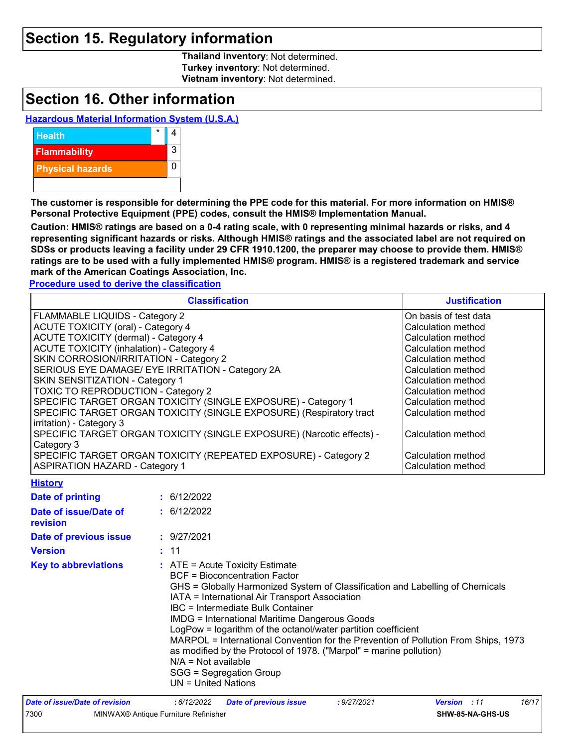# Section 15. Regulatory information

**Thailand inventory**: Not determined.
**Turkey inventory**: Not determined.
**Vietnam inventory**: Not determined.

# Section 16. Other information

**Hazardous Material Information System (U.S.A.)**

| | | |
|---|---|---|
| Health | * | 4 |
| Flammability | | 3 |
| Physical hazards | | 0 |
| | | |

**The customer is responsible for determining the PPE code for this material. For more information on HMIS® Personal Protective Equipment (PPE) codes, consult the HMIS® Implementation Manual.**

**Caution: HMIS® ratings are based on a 0-4 rating scale, with 0 representing minimal hazards or risks, and 4 representing significant hazards or risks. Although HMIS® ratings and the associated label are not required on SDSs or products leaving a facility under 29 CFR 1910.1200, the preparer may choose to provide them. HMIS® ratings are to be used with a fully implemented HMIS® program. HMIS® is a registered trademark and service mark of the American Coatings Association, Inc.**

**Procedure used to derive the classification**

| Classification | Justification |
|---|---|
| FLAMMABLE LIQUIDS - Category 2 | On basis of test data |
| ACUTE TOXICITY (oral) - Category 4 | Calculation method |
| ACUTE TOXICITY (dermal) - Category 4 | Calculation method |
| ACUTE TOXICITY (inhalation) - Category 4 | Calculation method |
| SKIN CORROSION/IRRITATION - Category 2 | Calculation method |
| SERIOUS EYE DAMAGE/ EYE IRRITATION - Category 2A | Calculation method |
| SKIN SENSITIZATION - Category 1 | Calculation method |
| TOXIC TO REPRODUCTION - Category 2 | Calculation method |
| SPECIFIC TARGET ORGAN TOXICITY (SINGLE EXPOSURE) - Category 1 | Calculation method |
| SPECIFIC TARGET ORGAN TOXICITY (SINGLE EXPOSURE) (Respiratory tract irritation) - Category 3 | Calculation method |
| SPECIFIC TARGET ORGAN TOXICITY (SINGLE EXPOSURE) (Narcotic effects) - Category 3 | Calculation method |
| SPECIFIC TARGET ORGAN TOXICITY (REPEATED EXPOSURE) - Category 2 | Calculation method |
| ASPIRATION HAZARD - Category 1 | Calculation method |

**History**

**Date of printing** : 6/12/2022

**Date of issue/Date of revision** : 6/12/2022

**Date of previous issue** : 9/27/2021

**Version** : 11

**Key to abbreviations** : ATE = Acute Toxicity Estimate
BCF = Bioconcentration Factor
GHS = Globally Harmonized System of Classification and Labelling of Chemicals
IATA = International Air Transport Association
IBC = Intermediate Bulk Container
IMDG = International Maritime Dangerous Goods
LogPow = logarithm of the octanol/water partition coefficient
MARPOL = International Convention for the Prevention of Pollution From Ships, 1973 as modified by the Protocol of 1978. ("Marpol" = marine pollution)
N/A = Not available
SGG = Segregation Group
UN = United Nations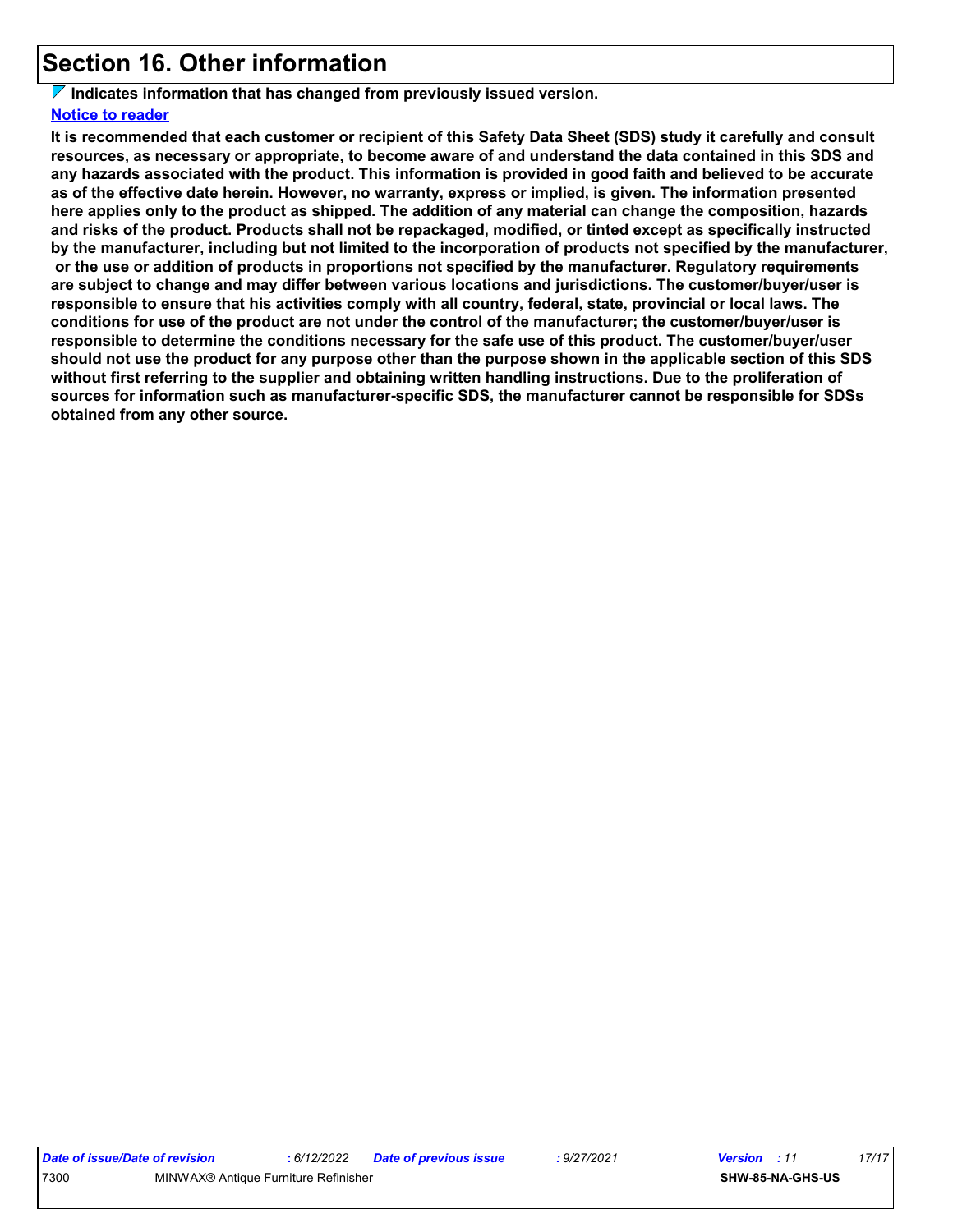# Section 16. Other information

**Indicates information that has changed from previously issued version.**

**Notice to reader**

**It is recommended that each customer or recipient of this Safety Data Sheet (SDS) study it carefully and consult resources, as necessary or appropriate, to become aware of and understand the data contained in this SDS and any hazards associated with the product. This information is provided in good faith and believed to be accurate as of the effective date herein. However, no warranty, express or implied, is given. The information presented here applies only to the product as shipped. The addition of any material can change the composition, hazards and risks of the product. Products shall not be repackaged, modified, or tinted except as specifically instructed by the manufacturer, including but not limited to the incorporation of products not specified by the manufacturer, or the use or addition of products in proportions not specified by the manufacturer. Regulatory requirements are subject to change and may differ between various locations and jurisdictions. The customer/buyer/user is responsible to ensure that his activities comply with all country, federal, state, provincial or local laws. The conditions for use of the product are not under the control of the manufacturer; the customer/buyer/user is responsible to determine the conditions necessary for the safe use of this product. The customer/buyer/user should not use the product for any purpose other than the purpose shown in the applicable section of this SDS without first referring to the supplier and obtaining written handling instructions. Due to the proliferation of sources for information such as manufacturer-specific SDS, the manufacturer cannot be responsible for SDSs obtained from any other source.**